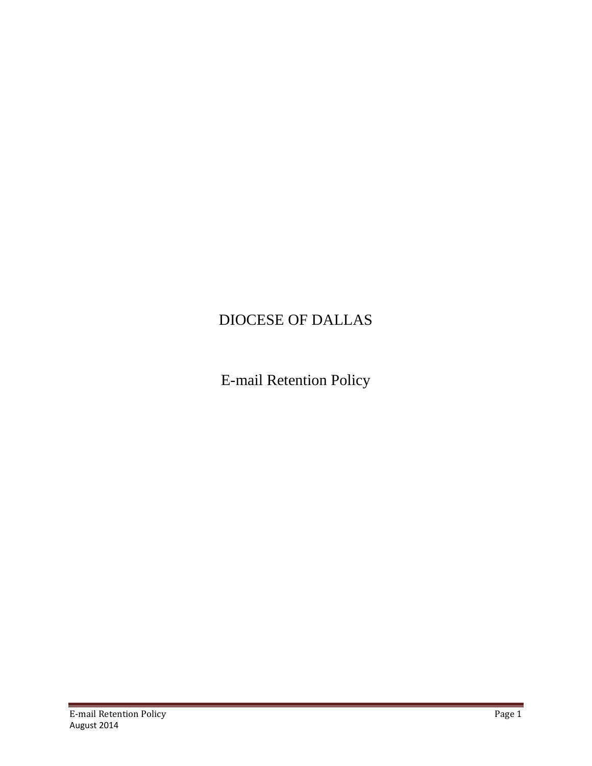# DIOCESE OF DALLAS

## E-mail Retention Policy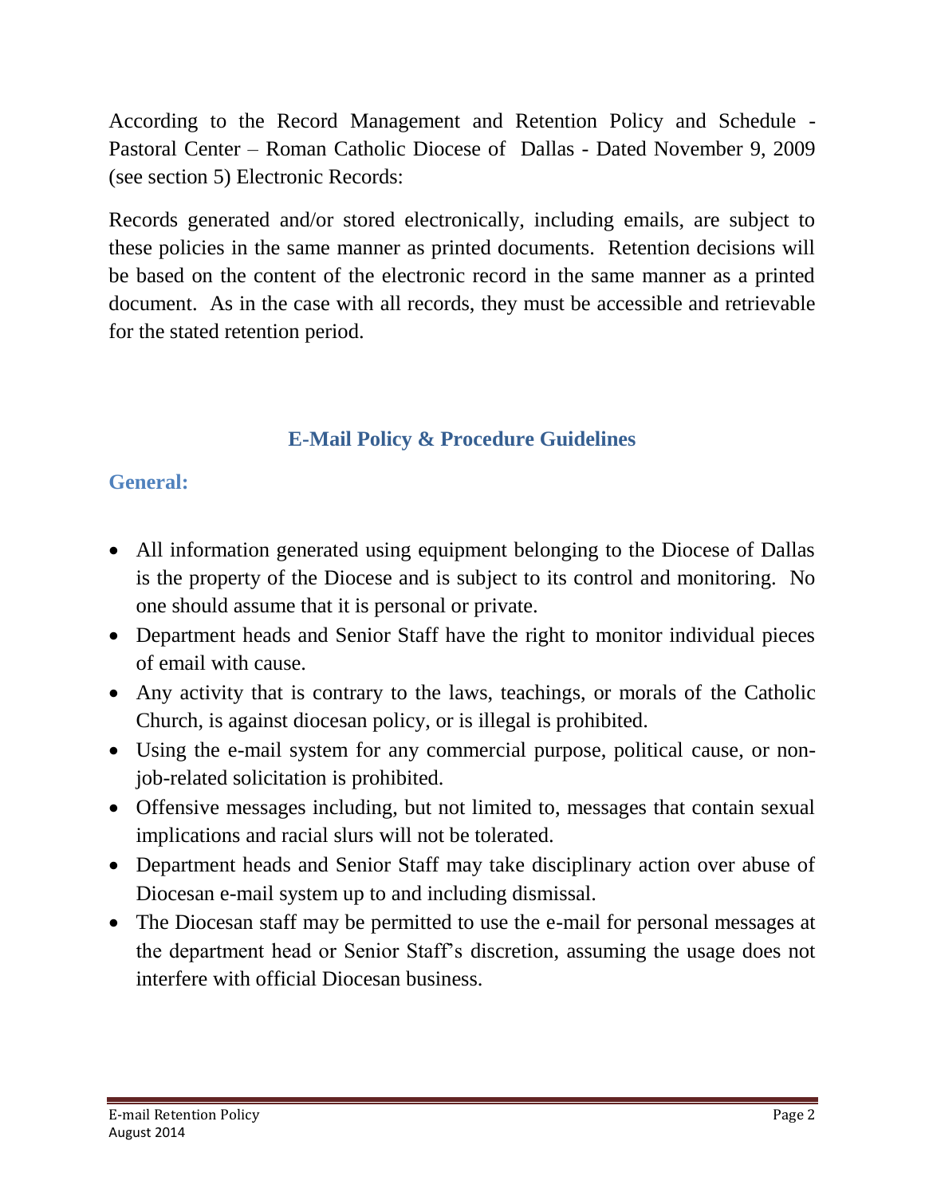According to the Record Management and Retention Policy and Schedule - Pastoral Center – Roman Catholic Diocese of Dallas - Dated November 9, 2009 (see section 5) Electronic Records:

Records generated and/or stored electronically, including emails, are subject to these policies in the same manner as printed documents. Retention decisions will be based on the content of the electronic record in the same manner as a printed document. As in the case with all records, they must be accessible and retrievable for the stated retention period.

## E-Mail Policy & Procedure Guidelines

### General:

- All information generated using equipment belonging to the Diocese of Dallas is the property of the Diocese and is subject to its control and monitoring. No one should assume that it is personal or private.
- Department heads and Senior Staff have the right to monitor individual pieces of email with cause.
- Any activity that is contrary to the laws, teachings, or morals of the Catholic Church, is against diocesan policy, or is illegal is prohibited.
- Using the e-mail system for any commercial purpose, political cause, or non-job-related solicitation is prohibited.
- Offensive messages including, but not limited to, messages that contain sexual implications and racial slurs will not be tolerated.
- Department heads and Senior Staff may take disciplinary action over abuse of Diocesan e-mail system up to and including dismissal.
- The Diocesan staff may be permitted to use the e-mail for personal messages at the department head or Senior Staff's discretion, assuming the usage does not interfere with official Diocesan business.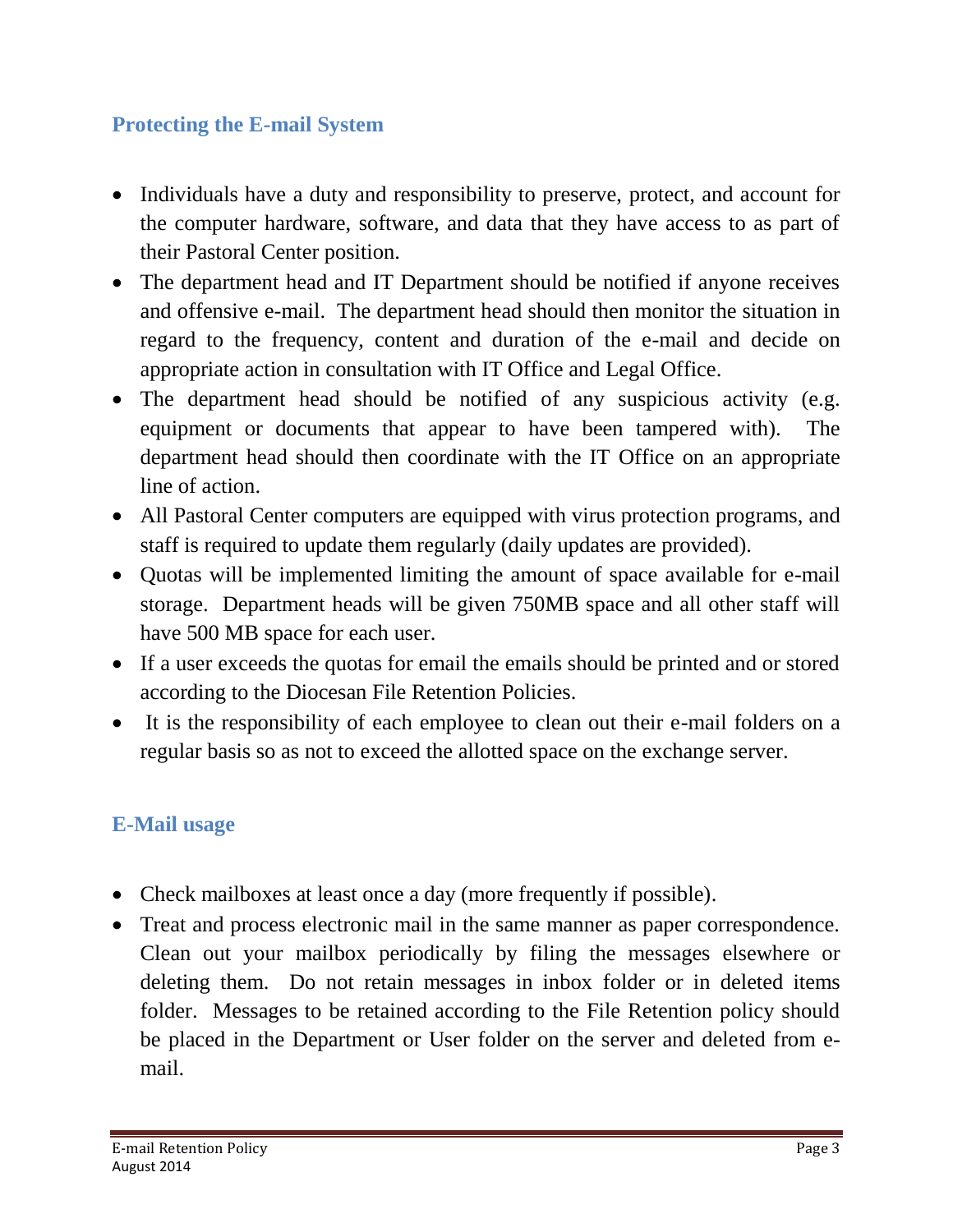## Protecting the E-mail System

- Individuals have a duty and responsibility to preserve, protect, and account for the computer hardware, software, and data that they have access to as part of their Pastoral Center position.
- The department head and IT Department should be notified if anyone receives and offensive e-mail. The department head should then monitor the situation in regard to the frequency, content and duration of the e-mail and decide on appropriate action in consultation with IT Office and Legal Office.
- The department head should be notified of any suspicious activity (e.g. equipment or documents that appear to have been tampered with). The department head should then coordinate with the IT Office on an appropriate line of action.
- All Pastoral Center computers are equipped with virus protection programs, and staff is required to update them regularly (daily updates are provided).
- Quotas will be implemented limiting the amount of space available for e-mail storage. Department heads will be given 750MB space and all other staff will have 500 MB space for each user.
- If a user exceeds the quotas for email the emails should be printed and or stored according to the Diocesan File Retention Policies.
- It is the responsibility of each employee to clean out their e-mail folders on a regular basis so as not to exceed the allotted space on the exchange server.

## E-Mail usage

- Check mailboxes at least once a day (more frequently if possible).
- Treat and process electronic mail in the same manner as paper correspondence. Clean out your mailbox periodically by filing the messages elsewhere or deleting them. Do not retain messages in inbox folder or in deleted items folder. Messages to be retained according to the File Retention policy should be placed in the Department or User folder on the server and deleted from e-mail.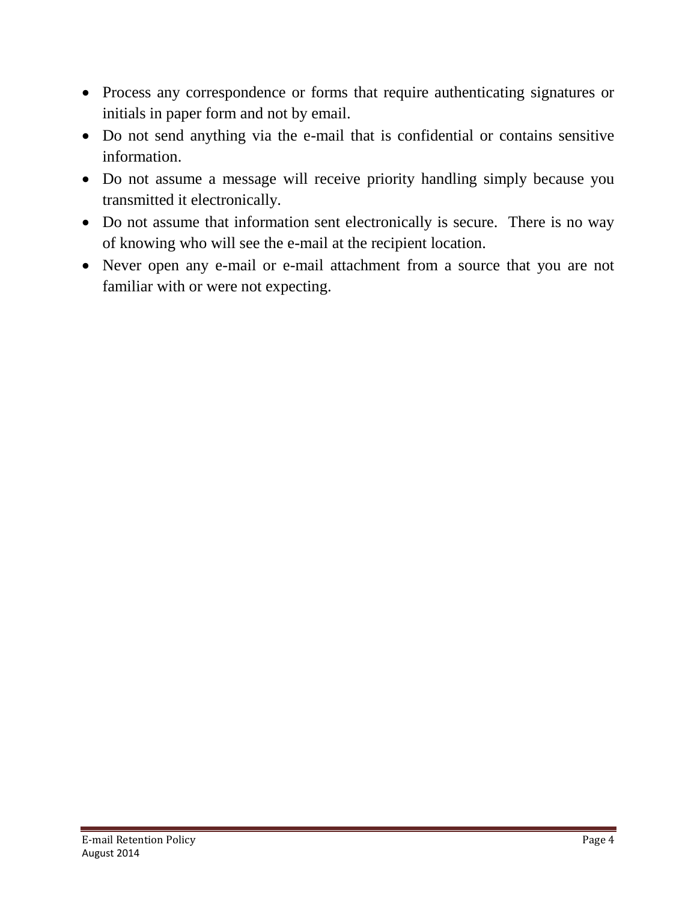- Process any correspondence or forms that require authenticating signatures or initials in paper form and not by email.
- Do not send anything via the e-mail that is confidential or contains sensitive information.
- Do not assume a message will receive priority handling simply because you transmitted it electronically.
- Do not assume that information sent electronically is secure. There is no way of knowing who will see the e-mail at the recipient location.
- Never open any e-mail or e-mail attachment from a source that you are not familiar with or were not expecting.